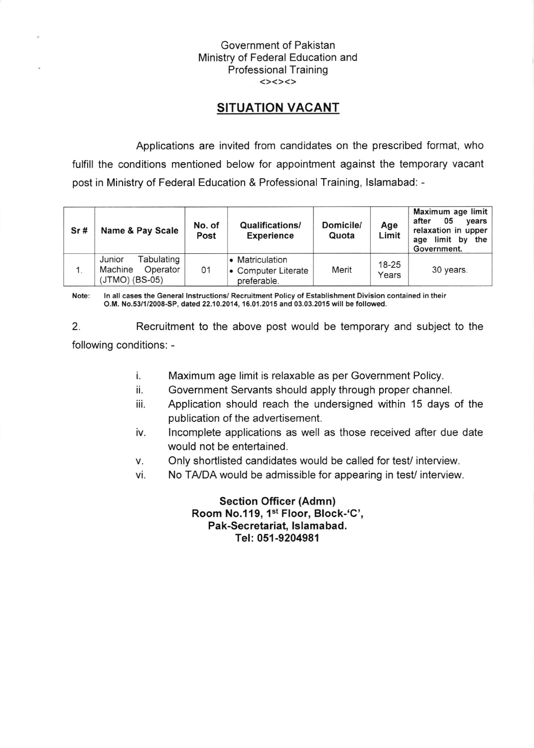Government of Pakistan
Ministry of Federal Education and Professional Training
<><><>

## SITUATION VACANT

Applications are invited from candidates on the prescribed format, who fulfill the conditions mentioned below for appointment against the temporary vacant post in Ministry of Federal Education & Professional Training, Islamabad: -

| Sr # | Name & Pay Scale | No. of Post | Qualifications/ Experience | Domicile/ Quota | Age Limit | Maximum age limit after 05 years relaxation in upper age limit by the Government. |
|---|---|---|---|---|---|---|
| 1. | Junior Tabulating Machine Operator (JTMO) (BS-05) | 01 | • Matriculation<br>• Computer Literate preferable. | Merit | 18-25 Years | 30 years. |

**Note: In all cases the General Instructions/ Recruitment Policy of Establishment Division contained in their O.M. No.53/1/2008-SP, dated 22.10.2014, 16.01.2015 and 03.03.2015 will be followed.**

2. Recruitment to the above post would be temporary and subject to the following conditions: -

i. Maximum age limit is relaxable as per Government Policy.
ii. Government Servants should apply through proper channel.
iii. Application should reach the undersigned within 15 days of the publication of the advertisement.
iv. Incomplete applications as well as those received after due date would not be entertained.
v. Only shortlisted candidates would be called for test/ interview.
vi. No TA/DA would be admissible for appearing in test/ interview.

**Section Officer (Admn)**
**Room No.119, 1st Floor, Block-'C',**
**Pak-Secretariat, Islamabad.**
**Tel: 051-9204981**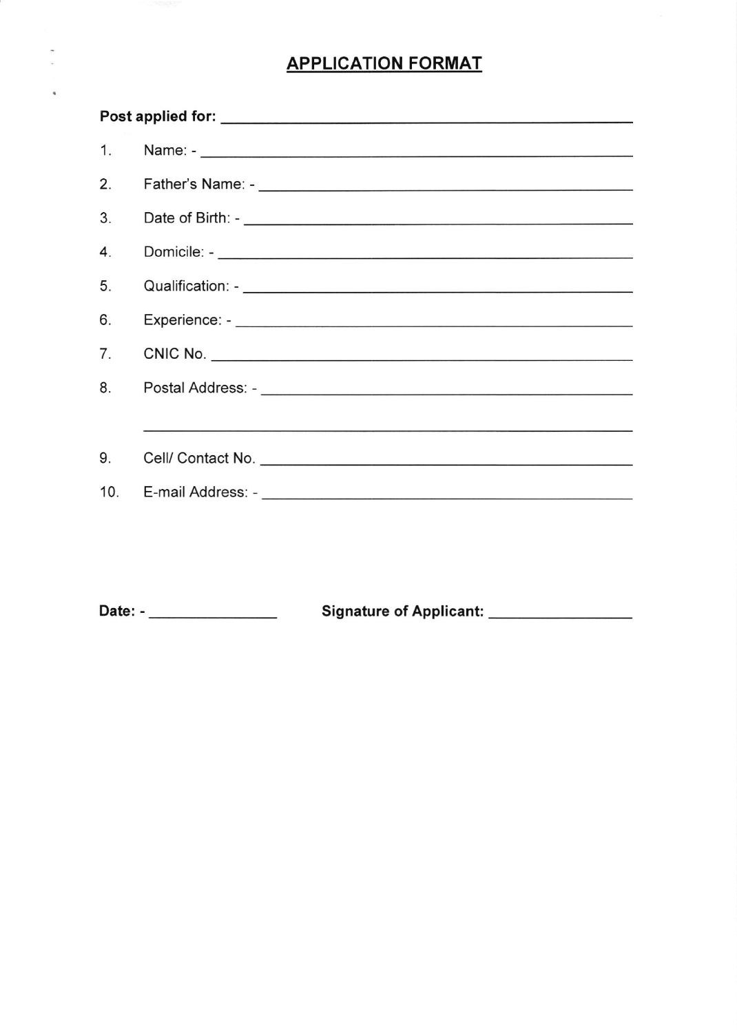# APPLICATION FORMAT

**Post applied for:** ________________________________________________

1. Name: - ________________________________________________
2. Father's Name: - ________________________________________________
3. Date of Birth: - ________________________________________________
4. Domicile: - ________________________________________________
5. Qualification: - ________________________________________________
6. Experience: - ________________________________________________
7. CNIC No. ________________________________________________
8. Postal Address: - ________________________________________________

   ________________________________________________

9. Cell/ Contact No. ________________________________________________
10. E-mail Address: - ________________________________________________

**Date: -** ________________ **Signature of Applicant:** ________________